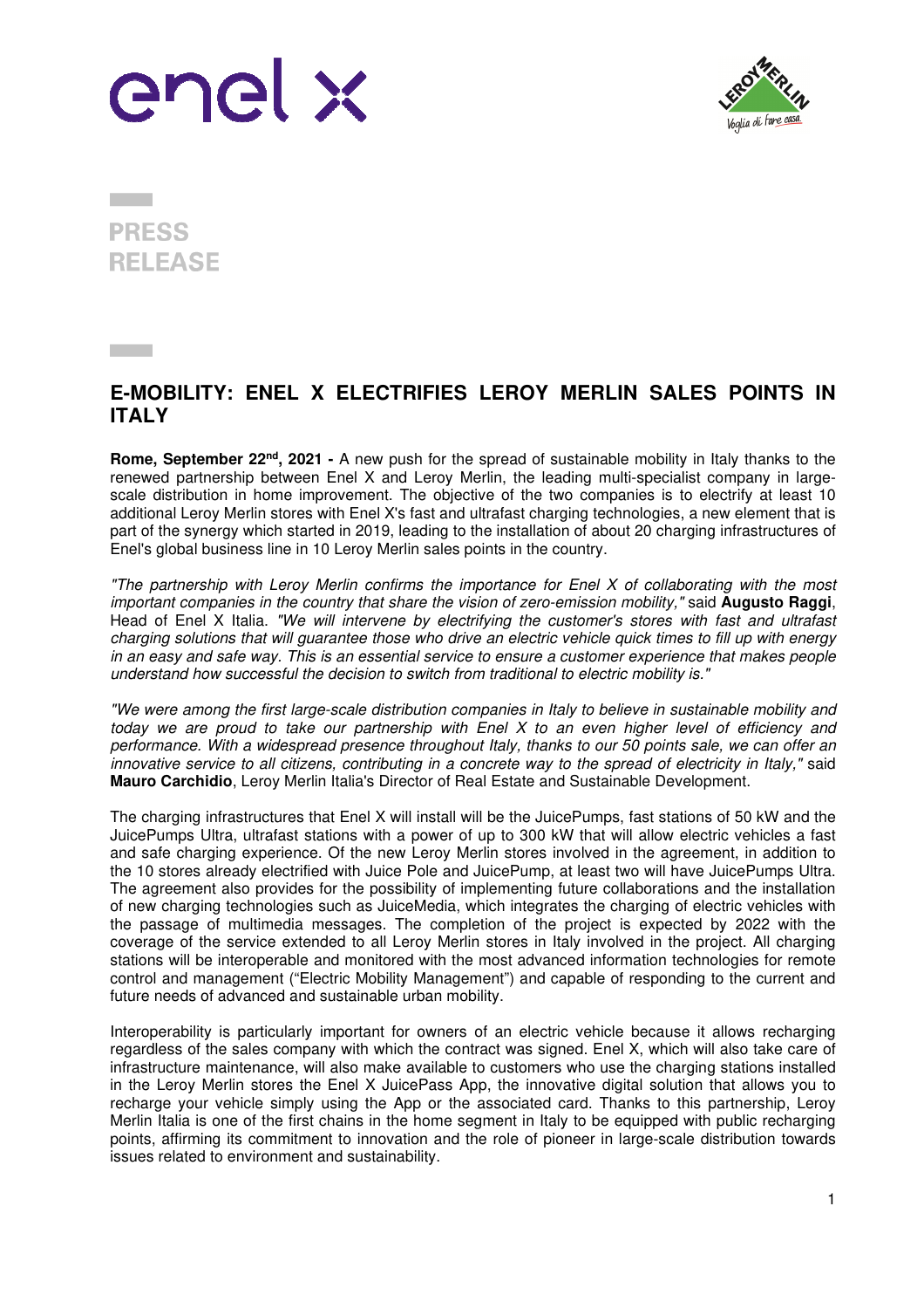# PRESS RELEASE

## E-MOBILITY: ENEL X ELECTRIFIES LEROY MERLIN SALES POINTS IN ITALY

**Rome, September 22nd, 2021 -** A new push for the spread of sustainable mobility in Italy thanks to the renewed partnership between Enel X and Leroy Merlin, the leading multi-specialist company in large-scale distribution in home improvement. The objective of the two companies is to electrify at least 10 additional Leroy Merlin stores with Enel X's fast and ultrafast charging technologies, a new element that is part of the synergy which started in 2019, leading to the installation of about 20 charging infrastructures of Enel's global business line in 10 Leroy Merlin sales points in the country.

*"The partnership with Leroy Merlin confirms the importance for Enel X of collaborating with the most important companies in the country that share the vision of zero-emission mobility,"* said **Augusto Raggi**, Head of Enel X Italia. *"We will intervene by electrifying the customer's stores with fast and ultrafast charging solutions that will guarantee those who drive an electric vehicle quick times to fill up with energy in an easy and safe way. This is an essential service to ensure a customer experience that makes people understand how successful the decision to switch from traditional to electric mobility is."*

*"We were among the first large-scale distribution companies in Italy to believe in sustainable mobility and today we are proud to take our partnership with Enel X to an even higher level of efficiency and performance. With a widespread presence throughout Italy, thanks to our 50 points sale, we can offer an innovative service to all citizens, contributing in a concrete way to the spread of electricity in Italy,"* said **Mauro Carchidio**, Leroy Merlin Italia's Director of Real Estate and Sustainable Development.

The charging infrastructures that Enel X will install will be the JuicePumps, fast stations of 50 kW and the JuicePumps Ultra, ultrafast stations with a power of up to 300 kW that will allow electric vehicles a fast and safe charging experience. Of the new Leroy Merlin stores involved in the agreement, in addition to the 10 stores already electrified with Juice Pole and JuicePump, at least two will have JuicePumps Ultra. The agreement also provides for the possibility of implementing future collaborations and the installation of new charging technologies such as JuiceMedia, which integrates the charging of electric vehicles with the passage of multimedia messages. The completion of the project is expected by 2022 with the coverage of the service extended to all Leroy Merlin stores in Italy involved in the project. All charging stations will be interoperable and monitored with the most advanced information technologies for remote control and management ("Electric Mobility Management") and capable of responding to the current and future needs of advanced and sustainable urban mobility.

Interoperability is particularly important for owners of an electric vehicle because it allows recharging regardless of the sales company with which the contract was signed. Enel X, which will also take care of infrastructure maintenance, will also make available to customers who use the charging stations installed in the Leroy Merlin stores the Enel X JuicePass App, the innovative digital solution that allows you to recharge your vehicle simply using the App or the associated card. Thanks to this partnership, Leroy Merlin Italia is one of the first chains in the home segment in Italy to be equipped with public recharging points, affirming its commitment to innovation and the role of pioneer in large-scale distribution towards issues related to environment and sustainability.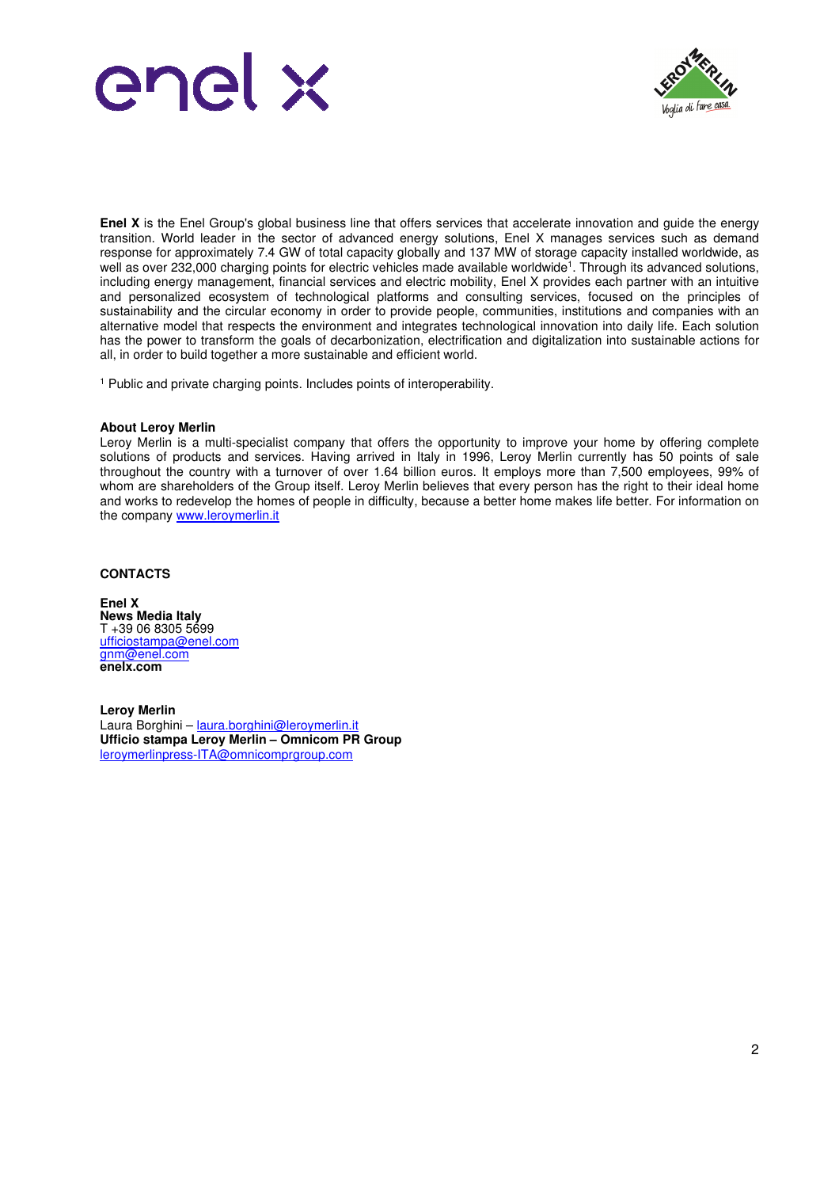**Enel X** is the Enel Group's global business line that offers services that accelerate innovation and guide the energy transition. World leader in the sector of advanced energy solutions, Enel X manages services such as demand response for approximately 7.4 GW of total capacity globally and 137 MW of storage capacity installed worldwide, as well as over 232,000 charging points for electric vehicles made available worldwide[1]. Through its advanced solutions, including energy management, financial services and electric mobility, Enel X provides each partner with an intuitive and personalized ecosystem of technological platforms and consulting services, focused on the principles of sustainability and the circular economy in order to provide people, communities, institutions and companies with an alternative model that respects the environment and integrates technological innovation into daily life. Each solution has the power to transform the goals of decarbonization, electrification and digitalization into sustainable actions for all, in order to build together a more sustainable and efficient world.

[1] Public and private charging points. Includes points of interoperability.

**About Leroy Merlin**

Leroy Merlin is a multi-specialist company that offers the opportunity to improve your home by offering complete solutions of products and services. Having arrived in Italy in 1996, Leroy Merlin currently has 50 points of sale throughout the country with a turnover of over 1.64 billion euros. It employs more than 7,500 employees, 99% of whom are shareholders of the Group itself. Leroy Merlin believes that every person has the right to their ideal home and works to redevelop the homes of people in difficulty, because a better home makes life better. For information on the company www.leroymerlin.it

**CONTACTS**

**Enel X**
**News Media Italy**
T +39 06 8305 5699
ufficiostampa@enel.com
gnm@enel.com
**enelx.com**

**Leroy Merlin**
Laura Borghini – laura.borghini@leroymerlin.it
**Ufficio stampa Leroy Merlin – Omnicom PR Group**
leroymerlinpress-ITA@omnicomprgroup.com